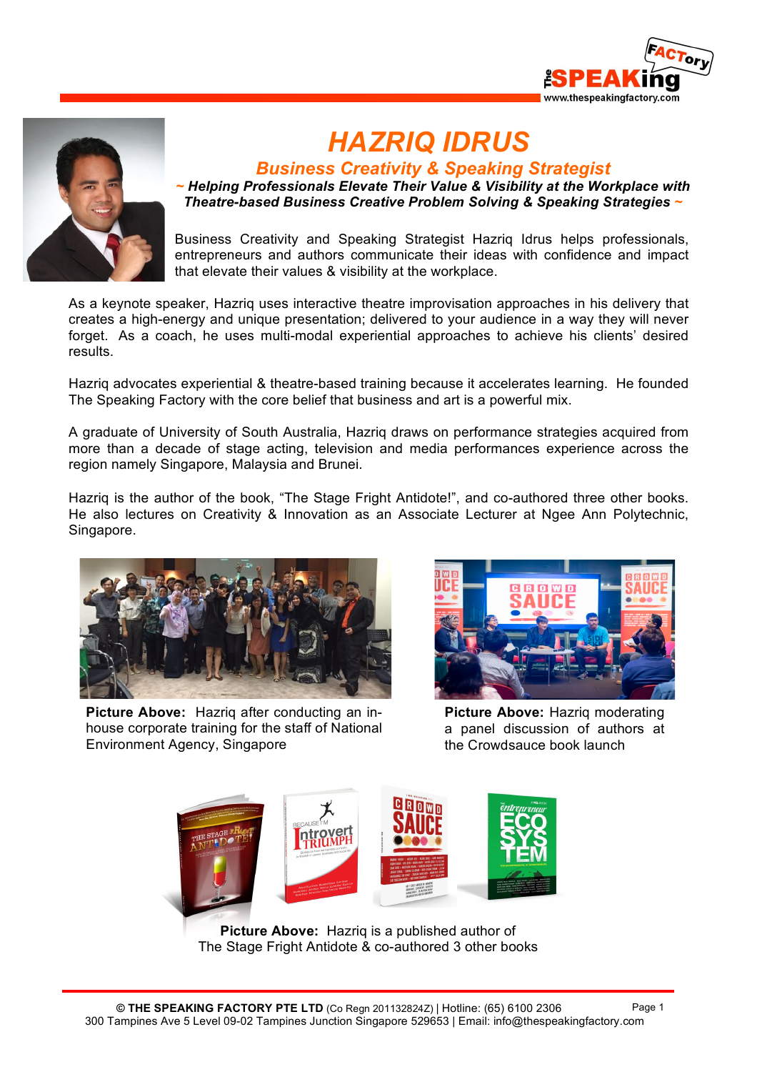# HAZRIQ IDRUS

## *Business Creativity & Speaking Strategist*

***~ Helping Professionals Elevate Their Value & Visibility at the Workplace with Theatre-based Business Creative Problem Solving & Speaking Strategies ~***

Business Creativity and Speaking Strategist Hazriq Idrus helps professionals, entrepreneurs and authors communicate their ideas with confidence and impact that elevate their values & visibility at the workplace.

As a keynote speaker, Hazriq uses interactive theatre improvisation approaches in his delivery that creates a high-energy and unique presentation; delivered to your audience in a way they will never forget. As a coach, he uses multi-modal experiential approaches to achieve his clients' desired results.

Hazriq advocates experiential & theatre-based training because it accelerates learning. He founded The Speaking Factory with the core belief that business and art is a powerful mix.

A graduate of University of South Australia, Hazriq draws on performance strategies acquired from more than a decade of stage acting, television and media performances experience across the region namely Singapore, Malaysia and Brunei.

Hazriq is the author of the book, "The Stage Fright Antidote!", and co-authored three other books. He also lectures on Creativity & Innovation as an Associate Lecturer at Ngee Ann Polytechnic, Singapore.

**Picture Above:** Hazriq after conducting an in-house corporate training for the staff of National Environment Agency, Singapore

**Picture Above:** Hazriq moderating a panel discussion of authors at the Crowdsauce book launch

**Picture Above:** Hazriq is a published author of The Stage Fright Antidote & co-authored 3 other books

**© THE SPEAKING FACTORY PTE LTD** (Co Regn 201132824Z) | Hotline: (65) 6100 2306
300 Tampines Ave 5 Level 09-02 Tampines Junction Singapore 529653 | Email: info@thespeakingfactory.com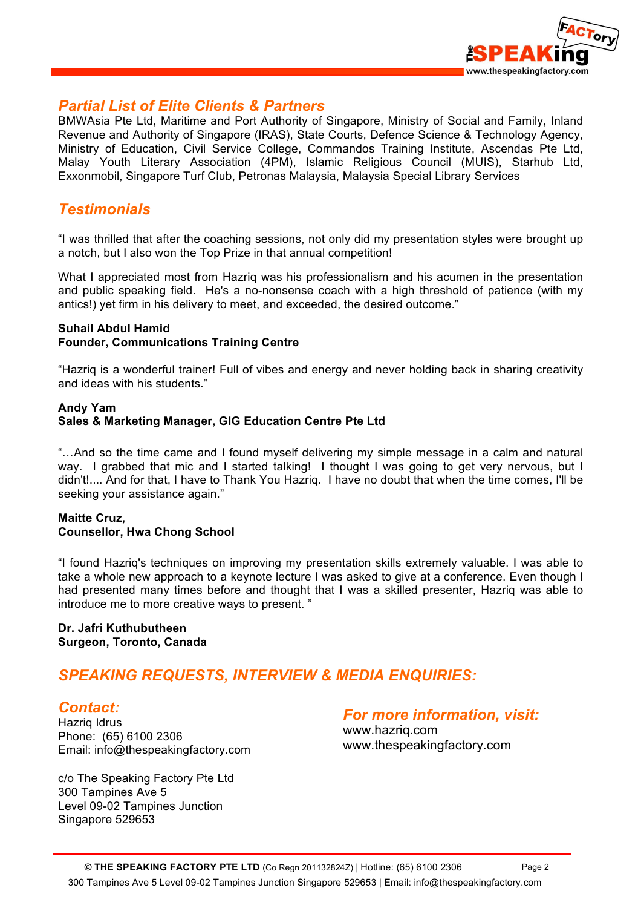## *Partial List of Elite Clients & Partners*

BMWAsia Pte Ltd, Maritime and Port Authority of Singapore, Ministry of Social and Family, Inland Revenue and Authority of Singapore (IRAS), State Courts, Defence Science & Technology Agency, Ministry of Education, Civil Service College, Commandos Training Institute, Ascendas Pte Ltd, Malay Youth Literary Association (4PM), Islamic Religious Council (MUIS), Starhub Ltd, Exxonmobil, Singapore Turf Club, Petronas Malaysia, Malaysia Special Library Services

## *Testimonials*

"I was thrilled that after the coaching sessions, not only did my presentation styles were brought up a notch, but I also won the Top Prize in that annual competition!

What I appreciated most from Hazriq was his professionalism and his acumen in the presentation and public speaking field. He's a no-nonsense coach with a high threshold of patience (with my antics!) yet firm in his delivery to meet, and exceeded, the desired outcome."

**Suhail Abdul Hamid**
**Founder, Communications Training Centre**

"Hazriq is a wonderful trainer! Full of vibes and energy and never holding back in sharing creativity and ideas with his students."

**Andy Yam**
**Sales & Marketing Manager, GIG Education Centre Pte Ltd**

"…And so the time came and I found myself delivering my simple message in a calm and natural way. I grabbed that mic and I started talking! I thought I was going to get very nervous, but I didn't!.... And for that, I have to Thank You Hazriq. I have no doubt that when the time comes, I'll be seeking your assistance again."

**Maitte Cruz,**
**Counsellor, Hwa Chong School**

"I found Hazriq's techniques on improving my presentation skills extremely valuable. I was able to take a whole new approach to a keynote lecture I was asked to give at a conference. Even though I had presented many times before and thought that I was a skilled presenter, Hazriq was able to introduce me to more creative ways to present. "

**Dr. Jafri Kuthubutheen**
**Surgeon, Toronto, Canada**

## *SPEAKING REQUESTS, INTERVIEW & MEDIA ENQUIRIES:*

### *Contact:*

Hazriq Idrus
Phone: (65) 6100 2306
Email: info@thespeakingfactory.com

c/o The Speaking Factory Pte Ltd
300 Tampines Ave 5
Level 09-02 Tampines Junction
Singapore 529653

### *For more information, visit:*

www.hazriq.com
www.thespeakingfactory.com